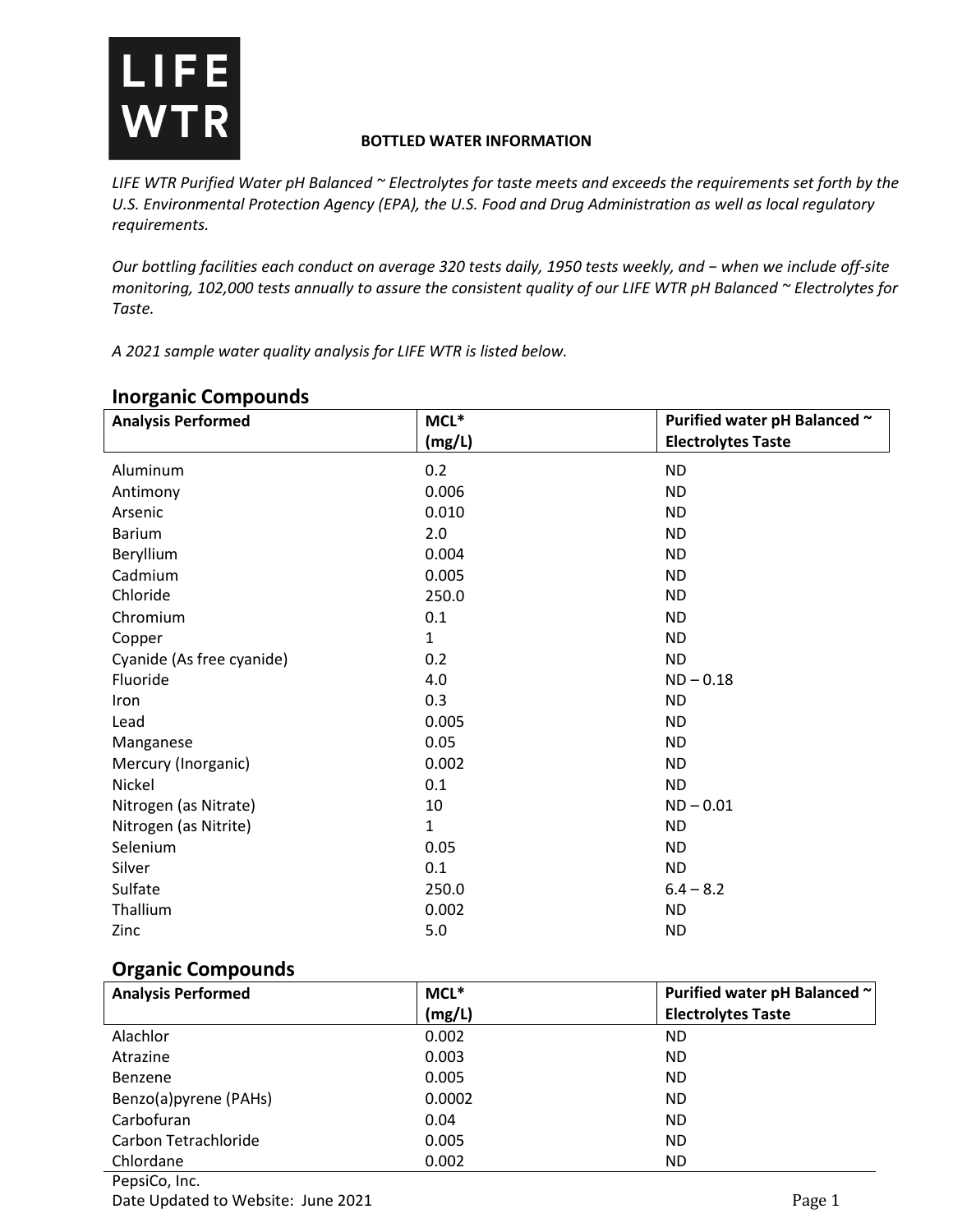# LIFE WTR

**BOTTLED WATER INFORMATION**

*LIFE WTR Purified Water pH Balanced ~ Electrolytes for taste meets and exceeds the requirements set forth by the U.S. Environmental Protection Agency (EPA), the U.S. Food and Drug Administration as well as local regulatory requirements.*

*Our bottling facilities each conduct on average 320 tests daily, 1950 tests weekly, and − when we include off-site monitoring, 102,000 tests annually to assure the consistent quality of our LIFE WTR pH Balanced ~ Electrolytes for Taste.*

*A 2021 sample water quality analysis for LIFE WTR is listed below.*

## Inorganic Compounds

| Analysis Performed | MCL* (mg/L) | Purified water pH Balanced ~ Electrolytes Taste |
|---|---|---|
| Aluminum | 0.2 | ND |
| Antimony | 0.006 | ND |
| Arsenic | 0.010 | ND |
| Barium | 2.0 | ND |
| Beryllium | 0.004 | ND |
| Cadmium | 0.005 | ND |
| Chloride | 250.0 | ND |
| Chromium | 0.1 | ND |
| Copper | 1 | ND |
| Cyanide (As free cyanide) | 0.2 | ND |
| Fluoride | 4.0 | ND – 0.18 |
| Iron | 0.3 | ND |
| Lead | 0.005 | ND |
| Manganese | 0.05 | ND |
| Mercury (Inorganic) | 0.002 | ND |
| Nickel | 0.1 | ND |
| Nitrogen (as Nitrate) | 10 | ND – 0.01 |
| Nitrogen (as Nitrite) | 1 | ND |
| Selenium | 0.05 | ND |
| Silver | 0.1 | ND |
| Sulfate | 250.0 | 6.4 – 8.2 |
| Thallium | 0.002 | ND |
| Zinc | 5.0 | ND |

## Organic Compounds

| Analysis Performed | MCL* (mg/L) | Purified water pH Balanced ~ Electrolytes Taste |
|---|---|---|
| Alachlor | 0.002 | ND |
| Atrazine | 0.003 | ND |
| Benzene | 0.005 | ND |
| Benzo(a)pyrene (PAHs) | 0.0002 | ND |
| Carbofuran | 0.04 | ND |
| Carbon Tetrachloride | 0.005 | ND |
| Chlordane | 0.002 | ND |

PepsiCo, Inc.
Date Updated to Website: June 2021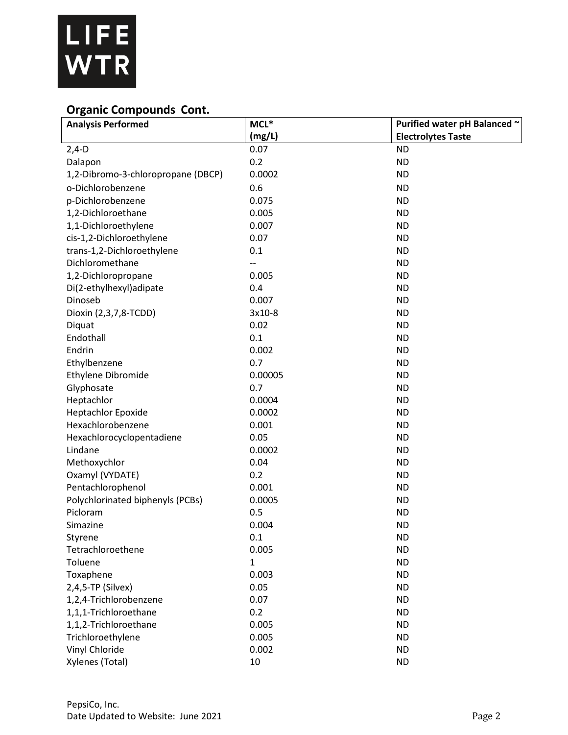LIFE WTR

## Organic Compounds Cont.

| Analysis Performed | MCL* (mg/L) | Purified water pH Balanced ~ Electrolytes Taste |
|---|---|---|
| 2,4-D | 0.07 | ND |
| Dalapon | 0.2 | ND |
| 1,2-Dibromo-3-chloropropane (DBCP) | 0.0002 | ND |
| o-Dichlorobenzene | 0.6 | ND |
| p-Dichlorobenzene | 0.075 | ND |
| 1,2-Dichloroethane | 0.005 | ND |
| 1,1-Dichloroethylene | 0.007 | ND |
| cis-1,2-Dichloroethylene | 0.07 | ND |
| trans-1,2-Dichloroethylene | 0.1 | ND |
| Dichloromethane | -- | ND |
| 1,2-Dichloropropane | 0.005 | ND |
| Di(2-ethylhexyl)adipate | 0.4 | ND |
| Dinoseb | 0.007 | ND |
| Dioxin (2,3,7,8-TCDD) | 3x10-8 | ND |
| Diquat | 0.02 | ND |
| Endothall | 0.1 | ND |
| Endrin | 0.002 | ND |
| Ethylbenzene | 0.7 | ND |
| Ethylene Dibromide | 0.00005 | ND |
| Glyphosate | 0.7 | ND |
| Heptachlor | 0.0004 | ND |
| Heptachlor Epoxide | 0.0002 | ND |
| Hexachlorobenzene | 0.001 | ND |
| Hexachlorocyclopentadiene | 0.05 | ND |
| Lindane | 0.0002 | ND |
| Methoxychlor | 0.04 | ND |
| Oxamyl (VYDATE) | 0.2 | ND |
| Pentachlorophenol | 0.001 | ND |
| Polychlorinated biphenyls (PCBs) | 0.0005 | ND |
| Picloram | 0.5 | ND |
| Simazine | 0.004 | ND |
| Styrene | 0.1 | ND |
| Tetrachloroethene | 0.005 | ND |
| Toluene | 1 | ND |
| Toxaphene | 0.003 | ND |
| 2,4,5-TP (Silvex) | 0.05 | ND |
| 1,2,4-Trichlorobenzene | 0.07 | ND |
| 1,1,1-Trichloroethane | 0.2 | ND |
| 1,1,2-Trichloroethane | 0.005 | ND |
| Trichloroethylene | 0.005 | ND |
| Vinyl Chloride | 0.002 | ND |
| Xylenes (Total) | 10 | ND |

PepsiCo, Inc.
Date Updated to Website: June 2021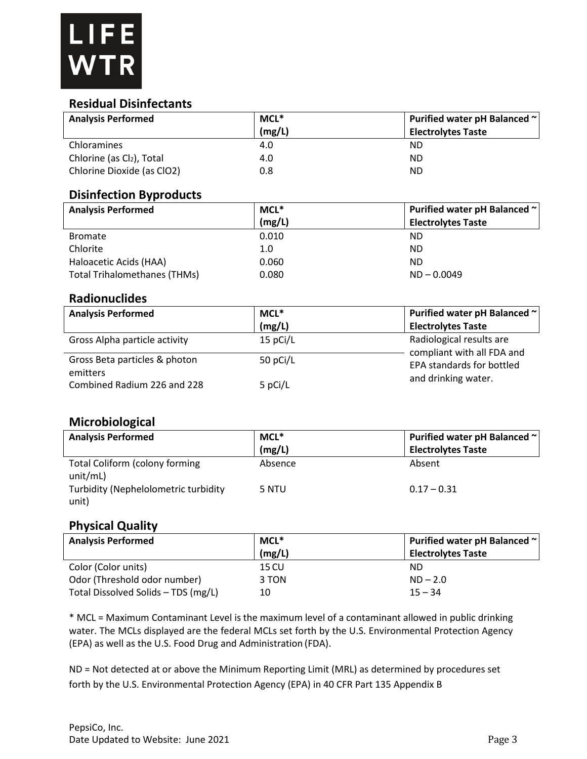LIFE WTR

## Residual Disinfectants

| Analysis Performed | MCL* (mg/L) | Purified water pH Balanced ~ Electrolytes Taste |
|---|---|---|
| Chloramines | 4.0 | ND |
| Chlorine (as $Cl_2$), Total | 4.0 | ND |
| Chlorine Dioxide (as $ClO_2$) | 0.8 | ND |

## Disinfection Byproducts

| Analysis Performed | MCL* (mg/L) | Purified water pH Balanced ~ Electrolytes Taste |
|---|---|---|
| Bromate | 0.010 | ND |
| Chlorite | 1.0 | ND |
| Haloacetic Acids (HAA) | 0.060 | ND |
| Total Trihalomethanes (THMs) | 0.080 | ND – 0.0049 |

## Radionuclides

| Analysis Performed | MCL* (mg/L) | Purified water pH Balanced ~ Electrolytes Taste |
|---|---|---|
| Gross Alpha particle activity | 15 pCi/L | Radiological results are compliant with all FDA and EPA standards for bottled and drinking water. |
| Gross Beta particles & photon emitters | 50 pCi/L | |
| Combined Radium 226 and 228 | 5 pCi/L | |

## Microbiological

| Analysis Performed | MCL* (mg/L) | Purified water pH Balanced ~ Electrolytes Taste |
|---|---|---|
| Total Coliform (colony forming unit/mL) | Absence | Absent |
| Turbidity (Nephelolometric turbidity unit) | 5 NTU | 0.17 – 0.31 |

## Physical Quality

| Analysis Performed | MCL* (mg/L) | Purified water pH Balanced ~ Electrolytes Taste |
|---|---|---|
| Color (Color units) | 15 CU | ND |
| Odor (Threshold odor number) | 3 TON | ND – 2.0 |
| Total Dissolved Solids – TDS (mg/L) | 10 | 15 – 34 |

* MCL = Maximum Contaminant Level is the maximum level of a contaminant allowed in public drinking water. The MCLs displayed are the federal MCLs set forth by the U.S. Environmental Protection Agency (EPA) as well as the U.S. Food Drug and Administration (FDA).

ND = Not detected at or above the Minimum Reporting Limit (MRL) as determined by procedures set forth by the U.S. Environmental Protection Agency (EPA) in 40 CFR Part 135 Appendix B

PepsiCo, Inc.
Date Updated to Website: June 2021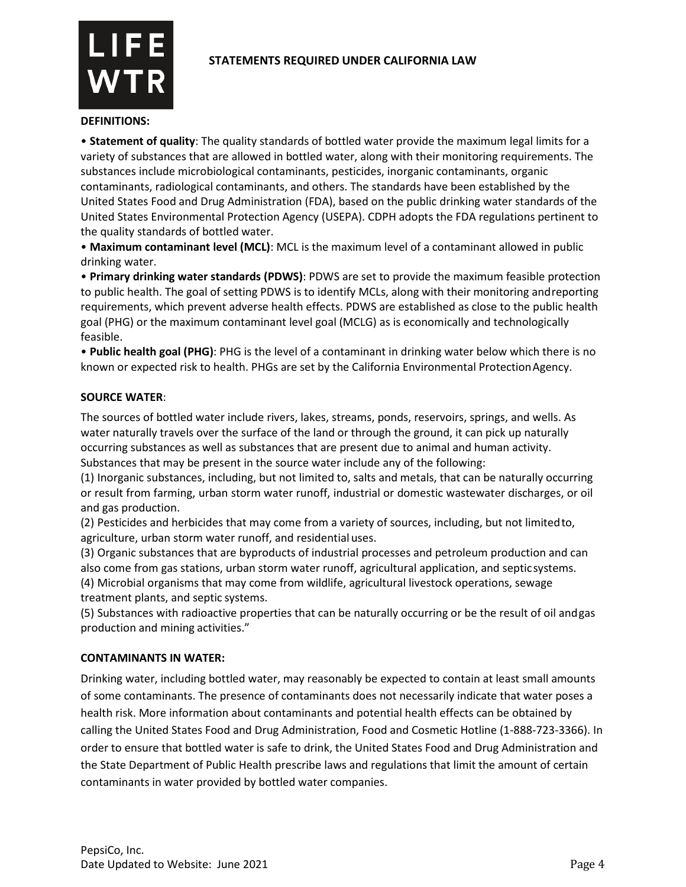LIFE WTR

## STATEMENTS REQUIRED UNDER CALIFORNIA LAW

**DEFINITIONS:**

- **Statement of quality**: The quality standards of bottled water provide the maximum legal limits for a variety of substances that are allowed in bottled water, along with their monitoring requirements. The substances include microbiological contaminants, pesticides, inorganic contaminants, organic contaminants, radiological contaminants, and others. The standards have been established by the United States Food and Drug Administration (FDA), based on the public drinking water standards of the United States Environmental Protection Agency (USEPA). CDPH adopts the FDA regulations pertinent to the quality standards of bottled water.
- **Maximum contaminant level (MCL)**: MCL is the maximum level of a contaminant allowed in public drinking water.
- **Primary drinking water standards (PDWS)**: PDWS are set to provide the maximum feasible protection to public health. The goal of setting PDWS is to identify MCLs, along with their monitoring and reporting requirements, which prevent adverse health effects. PDWS are established as close to the public health goal (PHG) or the maximum contaminant level goal (MCLG) as is economically and technologically feasible.
- **Public health goal (PHG)**: PHG is the level of a contaminant in drinking water below which there is no known or expected risk to health. PHGs are set by the California Environmental Protection Agency.

**SOURCE WATER**:

The sources of bottled water include rivers, lakes, streams, ponds, reservoirs, springs, and wells. As water naturally travels over the surface of the land or through the ground, it can pick up naturally occurring substances as well as substances that are present due to animal and human activity. Substances that may be present in the source water include any of the following:

(1) Inorganic substances, including, but not limited to, salts and metals, that can be naturally occurring or result from farming, urban storm water runoff, industrial or domestic wastewater discharges, or oil and gas production.

(2) Pesticides and herbicides that may come from a variety of sources, including, but not limited to, agriculture, urban storm water runoff, and residential uses.

(3) Organic substances that are byproducts of industrial processes and petroleum production and can also come from gas stations, urban storm water runoff, agricultural application, and septic systems.

(4) Microbial organisms that may come from wildlife, agricultural livestock operations, sewage treatment plants, and septic systems.

(5) Substances with radioactive properties that can be naturally occurring or be the result of oil and gas production and mining activities."

**CONTAMINANTS IN WATER:**

Drinking water, including bottled water, may reasonably be expected to contain at least small amounts of some contaminants. The presence of contaminants does not necessarily indicate that water poses a health risk. More information about contaminants and potential health effects can be obtained by calling the United States Food and Drug Administration, Food and Cosmetic Hotline (1-888-723-3366). In order to ensure that bottled water is safe to drink, the United States Food and Drug Administration and the State Department of Public Health prescribe laws and regulations that limit the amount of certain contaminants in water provided by bottled water companies.

PepsiCo, Inc.
Date Updated to Website: June 2021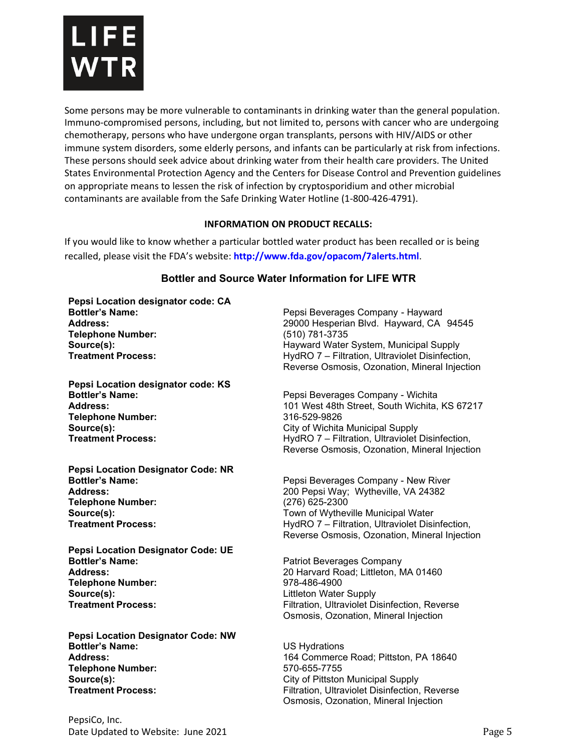LIFE WTR

Some persons may be more vulnerable to contaminants in drinking water than the general population. Immuno-compromised persons, including, but not limited to, persons with cancer who are undergoing chemotherapy, persons who have undergone organ transplants, persons with HIV/AIDS or other immune system disorders, some elderly persons, and infants can be particularly at risk from infections. These persons should seek advice about drinking water from their health care providers. The United States Environmental Protection Agency and the Centers for Disease Control and Prevention guidelines on appropriate means to lessen the risk of infection by cryptosporidium and other microbial contaminants are available from the Safe Drinking Water Hotline (1-800-426-4791).

**INFORMATION ON PRODUCT RECALLS:**

If you would like to know whether a particular bottled water product has been recalled or is being recalled, please visit the FDA's website: **http://www.fda.gov/opacom/7alerts.html**.

## Bottler and Source Water Information for LIFE WTR

**Pepsi Location designator code: CA**
**Bottler's Name:** Pepsi Beverages Company - Hayward
**Address:** 29000 Hesperian Blvd. Hayward, CA 94545
**Telephone Number:** (510) 781-3735
**Source(s):** Hayward Water System, Municipal Supply
**Treatment Process:** HydRO 7 – Filtration, Ultraviolet Disinfection, Reverse Osmosis, Ozonation, Mineral Injection

**Pepsi Location designator code: KS**
**Bottler's Name:** Pepsi Beverages Company - Wichita
**Address:** 101 West 48th Street, South Wichita, KS 67217
**Telephone Number:** 316-529-9826
**Source(s):** City of Wichita Municipal Supply
**Treatment Process:** HydRO 7 – Filtration, Ultraviolet Disinfection, Reverse Osmosis, Ozonation, Mineral Injection

**Pepsi Location Designator Code: NR**
**Bottler's Name:** Pepsi Beverages Company - New River
**Address:** 200 Pepsi Way; Wytheville, VA 24382
**Telephone Number:** (276) 625-2300
**Source(s):** Town of Wytheville Municipal Water
**Treatment Process:** HydRO 7 – Filtration, Ultraviolet Disinfection, Reverse Osmosis, Ozonation, Mineral Injection

**Pepsi Location Designator Code: UE**
**Bottler's Name:** Patriot Beverages Company
**Address:** 20 Harvard Road; Littleton, MA 01460
**Telephone Number:** 978-486-4900
**Source(s):** Littleton Water Supply
**Treatment Process:** Filtration, Ultraviolet Disinfection, Reverse Osmosis, Ozonation, Mineral Injection

**Pepsi Location Designator Code: NW**
**Bottler's Name:** US Hydrations
**Address:** 164 Commerce Road; Pittston, PA 18640
**Telephone Number:** 570-655-7755
**Source(s):** City of Pittston Municipal Supply
**Treatment Process:** Filtration, Ultraviolet Disinfection, Reverse Osmosis, Ozonation, Mineral Injection

PepsiCo, Inc.
Date Updated to Website: June 2021